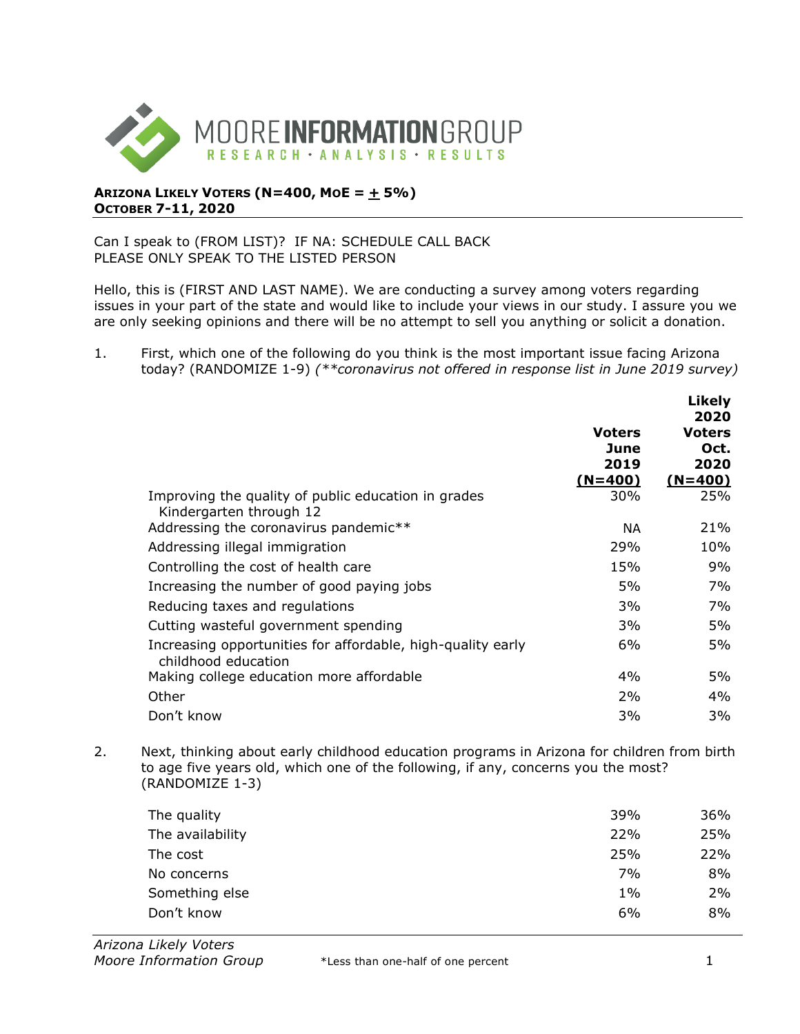**ARIZONA LIKELY VOTERS (N=400, MOE = ± 5%)**
**OCTOBER 7-11, 2020**

Can I speak to (FROM LIST)? IF NA: SCHEDULE CALL BACK
PLEASE ONLY SPEAK TO THE LISTED PERSON

Hello, this is (FIRST AND LAST NAME). We are conducting a survey among voters regarding issues in your part of the state and would like to include your views in our study. I assure you we are only seeking opinions and there will be no attempt to sell you anything or solicit a donation.

1. First, which one of the following do you think is the most important issue facing Arizona today? (RANDOMIZE 1-9) *(**coronavirus not offered in response list in June 2019 survey)*

| | Voters June 2019 (N=400) | Likely 2020 Voters Oct. 2020 (N=400) |
|---|---|---|
| Improving the quality of public education in grades Kindergarten through 12 | 30% | 25% |
| Addressing the coronavirus pandemic** | NA | 21% |
| Addressing illegal immigration | 29% | 10% |
| Controlling the cost of health care | 15% | 9% |
| Increasing the number of good paying jobs | 5% | 7% |
| Reducing taxes and regulations | 3% | 7% |
| Cutting wasteful government spending | 3% | 5% |
| Increasing opportunities for affordable, high-quality early childhood education | 6% | 5% |
| Making college education more affordable | 4% | 5% |
| Other | 2% | 4% |
| Don't know | 3% | 3% |

2. Next, thinking about early childhood education programs in Arizona for children from birth to age five years old, which one of the following, if any, concerns you the most? (RANDOMIZE 1-3)

| | Voters June 2019 (N=400) | Likely 2020 Voters Oct. 2020 (N=400) |
|---|---|---|
| The quality | 39% | 36% |
| The availability | 22% | 25% |
| The cost | 25% | 22% |
| No concerns | 7% | 8% |
| Something else | 1% | 2% |
| Don't know | 6% | 8% |

*Less than one-half of one percent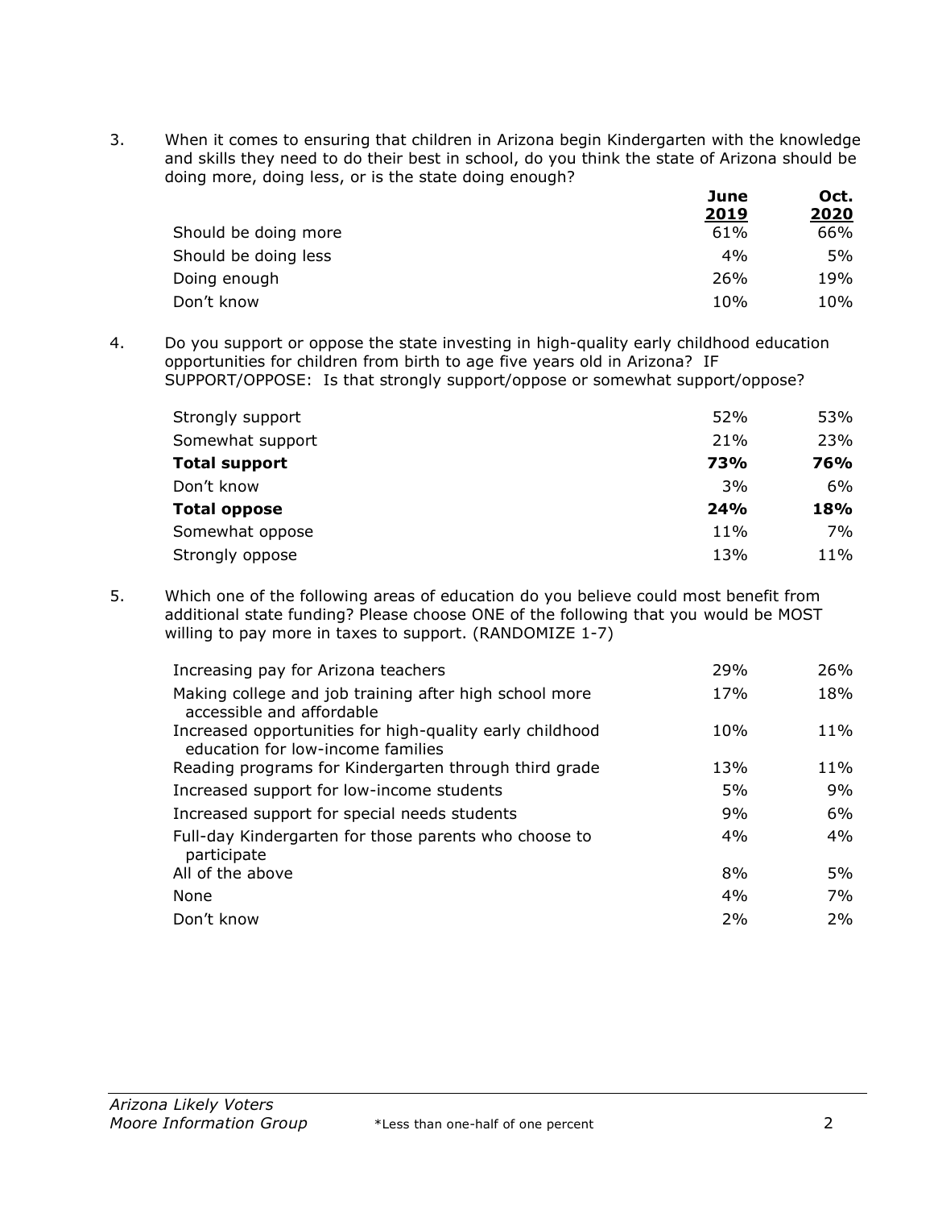3. When it comes to ensuring that children in Arizona begin Kindergarten with the knowledge and skills they need to do their best in school, do you think the state of Arizona should be doing more, doing less, or is the state doing enough?

| | June 2019 | Oct. 2020 |
|---|---|---|
| Should be doing more | 61% | 66% |
| Should be doing less | 4% | 5% |
| Doing enough | 26% | 19% |
| Don't know | 10% | 10% |

4. Do you support or oppose the state investing in high-quality early childhood education opportunities for children from birth to age five years old in Arizona? IF SUPPORT/OPPOSE: Is that strongly support/oppose or somewhat support/oppose?

| | June 2019 | Oct. 2020 |
|---|---|---|
| Strongly support | 52% | 53% |
| Somewhat support | 21% | 23% |
| **Total support** | **73%** | **76%** |
| Don't know | 3% | 6% |
| **Total oppose** | **24%** | **18%** |
| Somewhat oppose | 11% | 7% |
| Strongly oppose | 13% | 11% |

5. Which one of the following areas of education do you believe could most benefit from additional state funding? Please choose ONE of the following that you would be MOST willing to pay more in taxes to support. (RANDOMIZE 1-7)

| | June 2019 | Oct. 2020 |
|---|---|---|
| Increasing pay for Arizona teachers | 29% | 26% |
| Making college and job training after high school more accessible and affordable | 17% | 18% |
| Increased opportunities for high-quality early childhood education for low-income families | 10% | 11% |
| Reading programs for Kindergarten through third grade | 13% | 11% |
| Increased support for low-income students | 5% | 9% |
| Increased support for special needs students | 9% | 6% |
| Full-day Kindergarten for those parents who choose to participate | 4% | 4% |
| All of the above | 8% | 5% |
| None | 4% | 7% |
| Don't know | 2% | 2% |

*Arizona Likely Voters*
*Moore Information Group*

*Less than one-half of one percent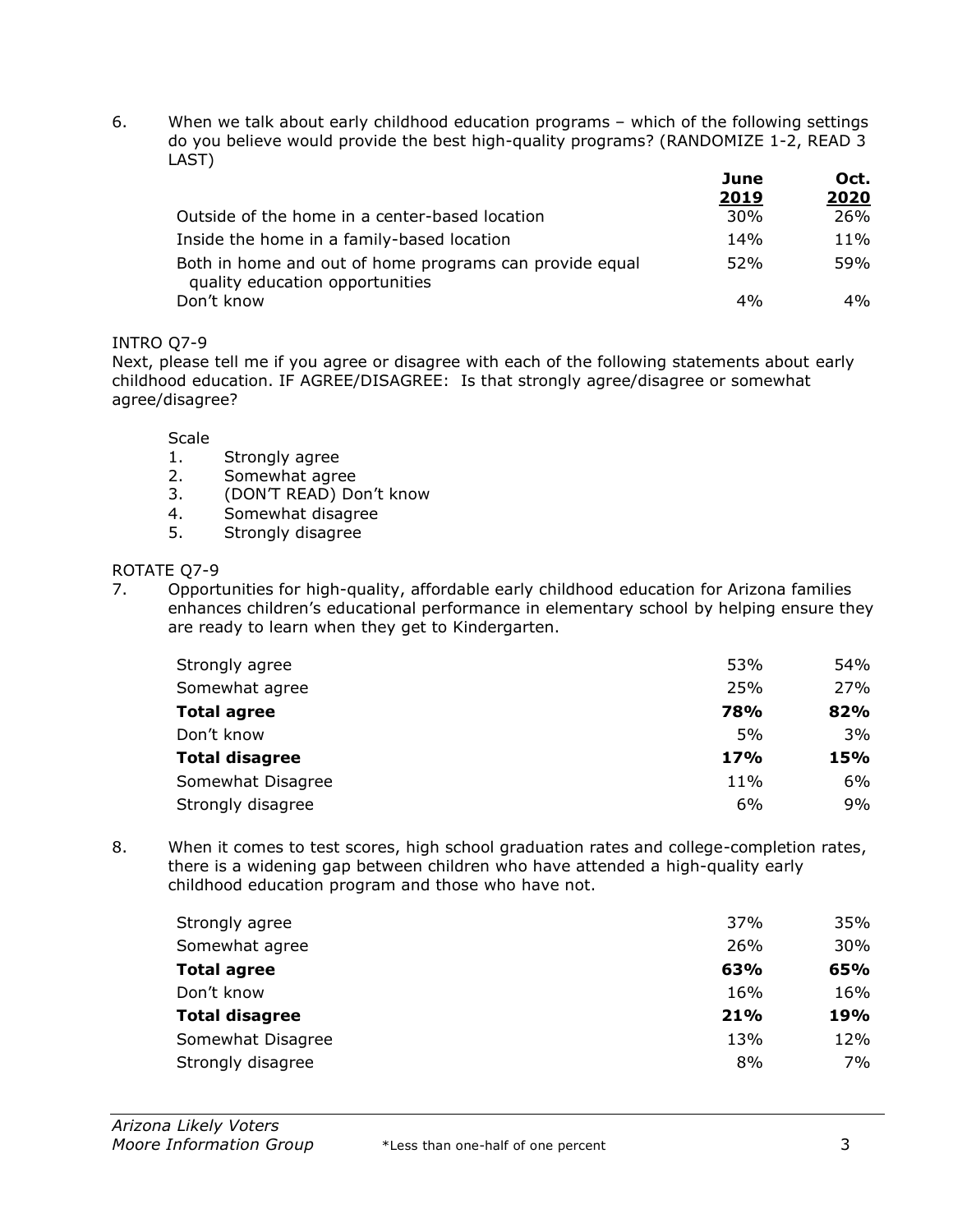6. When we talk about early childhood education programs – which of the following settings do you believe would provide the best high-quality programs? (RANDOMIZE 1-2, READ 3 LAST)

| | June 2019 | Oct. 2020 |
|---|---|---|
| Outside of the home in a center-based location | 30% | 26% |
| Inside the home in a family-based location | 14% | 11% |
| Both in home and out of home programs can provide equal quality education opportunities | 52% | 59% |
| Don't know | 4% | 4% |

INTRO Q7-9

Next, please tell me if you agree or disagree with each of the following statements about early childhood education. IF AGREE/DISAGREE: Is that strongly agree/disagree or somewhat agree/disagree?

Scale

1. Strongly agree
2. Somewhat agree
3. (DON'T READ) Don't know
4. Somewhat disagree
5. Strongly disagree

ROTATE Q7-9

7. Opportunities for high-quality, affordable early childhood education for Arizona families enhances children's educational performance in elementary school by helping ensure they are ready to learn when they get to Kindergarten.

| | | |
|---|---|---|
| Strongly agree | 53% | 54% |
| Somewhat agree | 25% | 27% |
| **Total agree** | **78%** | **82%** |
| Don't know | 5% | 3% |
| **Total disagree** | **17%** | **15%** |
| Somewhat Disagree | 11% | 6% |
| Strongly disagree | 6% | 9% |

8. When it comes to test scores, high school graduation rates and college-completion rates, there is a widening gap between children who have attended a high-quality early childhood education program and those who have not.

| | | |
|---|---|---|
| Strongly agree | 37% | 35% |
| Somewhat agree | 26% | 30% |
| **Total agree** | **63%** | **65%** |
| Don't know | 16% | 16% |
| **Total disagree** | **21%** | **19%** |
| Somewhat Disagree | 13% | 12% |
| Strongly disagree | 8% | 7% |

*Less than one-half of one percent